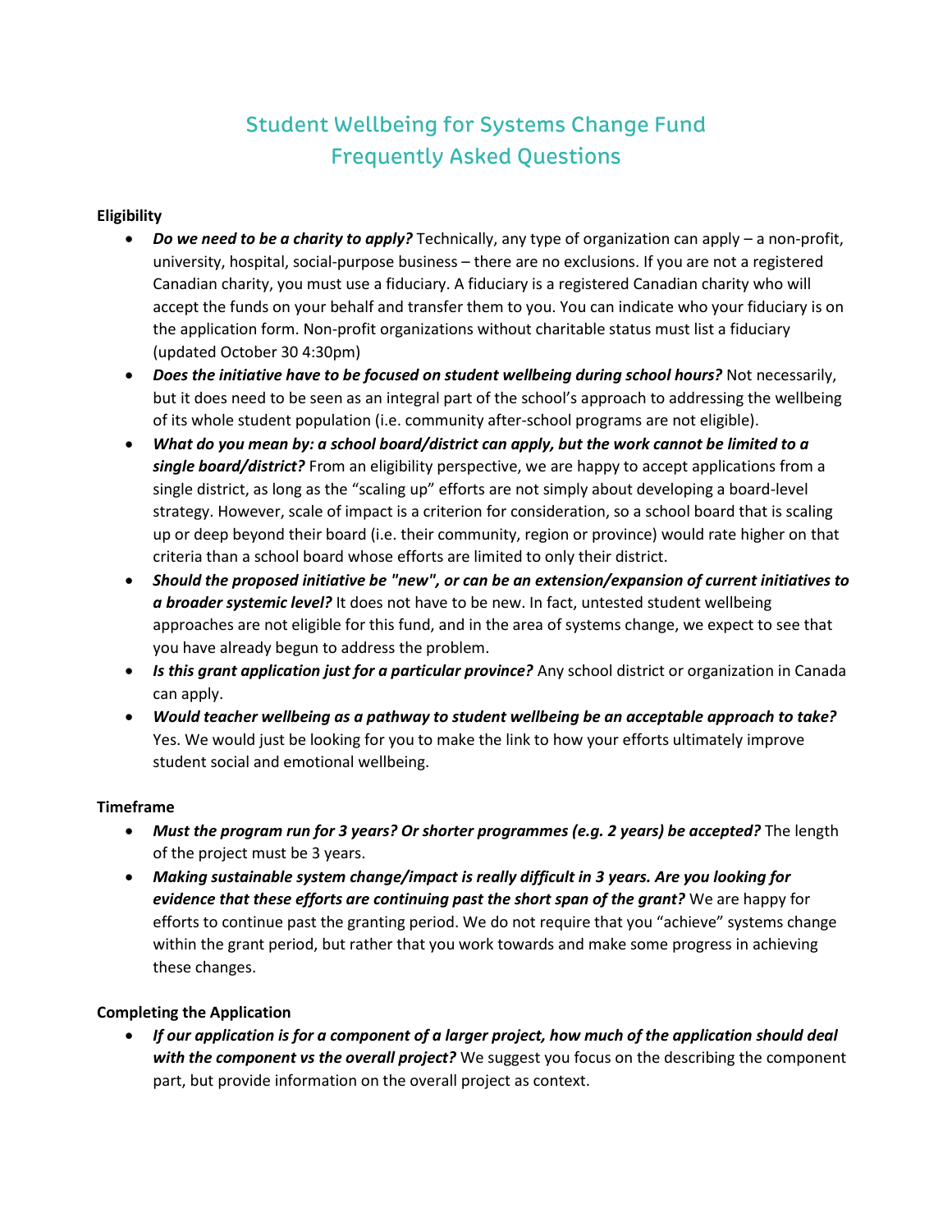# Student Wellbeing for Systems Change Fund
# Frequently Asked Questions

**Eligibility**

- ***Do we need to be a charity to apply?*** Technically, any type of organization can apply – a non-profit, university, hospital, social-purpose business – there are no exclusions. If you are not a registered Canadian charity, you must use a fiduciary. A fiduciary is a registered Canadian charity who will accept the funds on your behalf and transfer them to you. You can indicate who your fiduciary is on the application form. Non-profit organizations without charitable status must list a fiduciary (updated October 30 4:30pm)
- ***Does the initiative have to be focused on student wellbeing during school hours?*** Not necessarily, but it does need to be seen as an integral part of the school's approach to addressing the wellbeing of its whole student population (i.e. community after-school programs are not eligible).
- ***What do you mean by: a school board/district can apply, but the work cannot be limited to a single board/district?*** From an eligibility perspective, we are happy to accept applications from a single district, as long as the "scaling up" efforts are not simply about developing a board-level strategy. However, scale of impact is a criterion for consideration, so a school board that is scaling up or deep beyond their board (i.e. their community, region or province) would rate higher on that criteria than a school board whose efforts are limited to only their district.
- ***Should the proposed initiative be "new", or can be an extension/expansion of current initiatives to a broader systemic level?*** It does not have to be new. In fact, untested student wellbeing approaches are not eligible for this fund, and in the area of systems change, we expect to see that you have already begun to address the problem.
- ***Is this grant application just for a particular province?*** Any school district or organization in Canada can apply.
- ***Would teacher wellbeing as a pathway to student wellbeing be an acceptable approach to take?*** Yes. We would just be looking for you to make the link to how your efforts ultimately improve student social and emotional wellbeing.

**Timeframe**

- ***Must the program run for 3 years? Or shorter programmes (e.g. 2 years) be accepted?*** The length of the project must be 3 years.
- ***Making sustainable system change/impact is really difficult in 3 years. Are you looking for evidence that these efforts are continuing past the short span of the grant?*** We are happy for efforts to continue past the granting period. We do not require that you "achieve" systems change within the grant period, but rather that you work towards and make some progress in achieving these changes.

**Completing the Application**

- ***If our application is for a component of a larger project, how much of the application should deal with the component vs the overall project?*** We suggest you focus on the describing the component part, but provide information on the overall project as context.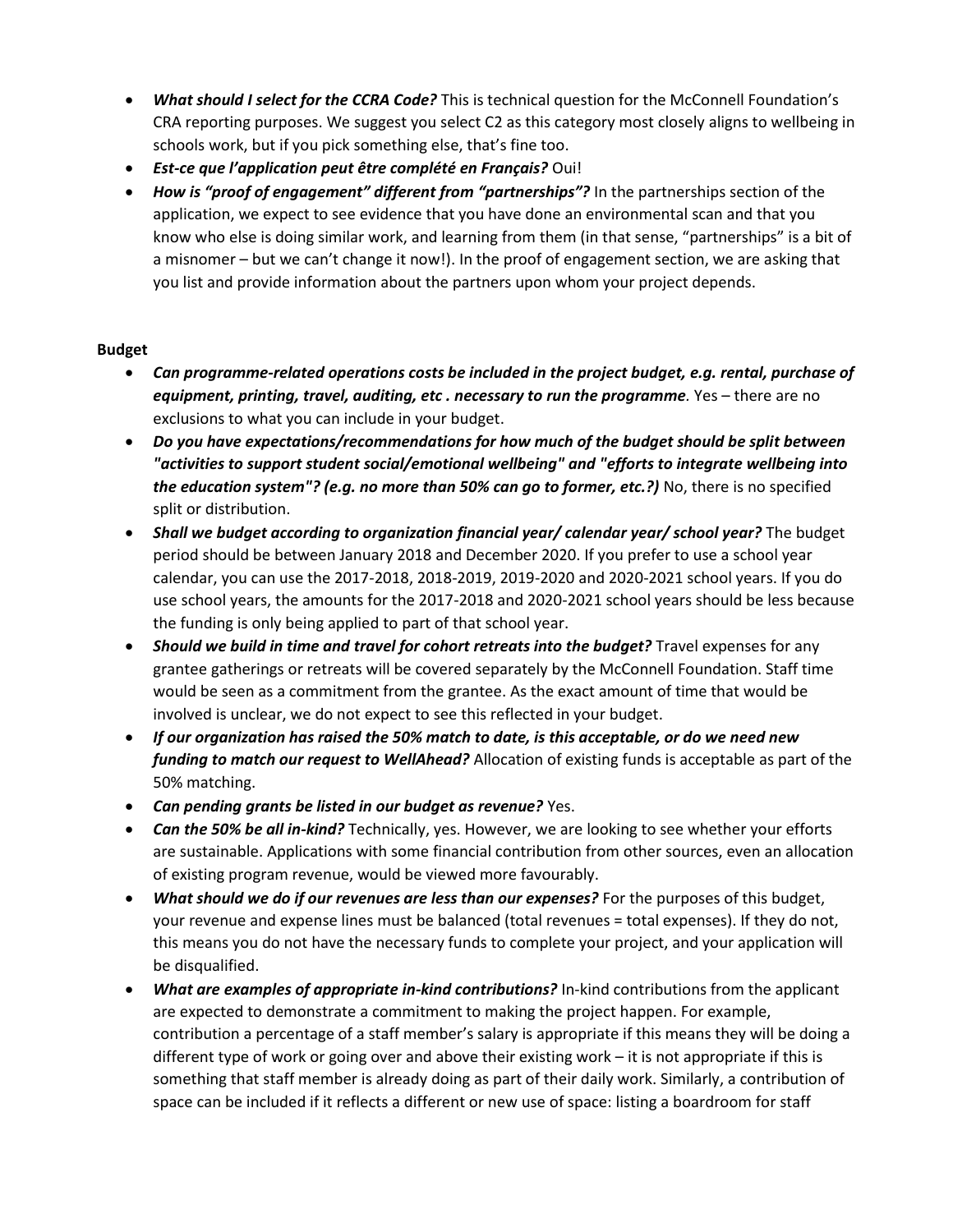- ***What should I select for the CCRA Code?*** This is technical question for the McConnell Foundation's CRA reporting purposes. We suggest you select C2 as this category most closely aligns to wellbeing in schools work, but if you pick something else, that's fine too.
- ***Est-ce que l'application peut être complété en Français?*** Oui!
- ***How is "proof of engagement" different from "partnerships"?*** In the partnerships section of the application, we expect to see evidence that you have done an environmental scan and that you know who else is doing similar work, and learning from them (in that sense, "partnerships" is a bit of a misnomer – but we can't change it now!). In the proof of engagement section, we are asking that you list and provide information about the partners upon whom your project depends.

**Budget**

- ***Can programme-related operations costs be included in the project budget, e.g. rental, purchase of equipment, printing, travel, auditing, etc . necessary to run the programme***. Yes – there are no exclusions to what you can include in your budget.
- ***Do you have expectations/recommendations for how much of the budget should be split between "activities to support student social/emotional wellbeing" and "efforts to integrate wellbeing into the education system"? (e.g. no more than 50% can go to former, etc.?)*** No, there is no specified split or distribution.
- ***Shall we budget according to organization financial year/ calendar year/ school year?*** The budget period should be between January 2018 and December 2020. If you prefer to use a school year calendar, you can use the 2017-2018, 2018-2019, 2019-2020 and 2020-2021 school years. If you do use school years, the amounts for the 2017-2018 and 2020-2021 school years should be less because the funding is only being applied to part of that school year.
- ***Should we build in time and travel for cohort retreats into the budget?*** Travel expenses for any grantee gatherings or retreats will be covered separately by the McConnell Foundation. Staff time would be seen as a commitment from the grantee. As the exact amount of time that would be involved is unclear, we do not expect to see this reflected in your budget.
- ***If our organization has raised the 50% match to date, is this acceptable, or do we need new funding to match our request to WellAhead?*** Allocation of existing funds is acceptable as part of the 50% matching.
- ***Can pending grants be listed in our budget as revenue?*** Yes.
- ***Can the 50% be all in-kind?*** Technically, yes. However, we are looking to see whether your efforts are sustainable. Applications with some financial contribution from other sources, even an allocation of existing program revenue, would be viewed more favourably.
- ***What should we do if our revenues are less than our expenses?*** For the purposes of this budget, your revenue and expense lines must be balanced (total revenues = total expenses). If they do not, this means you do not have the necessary funds to complete your project, and your application will be disqualified.
- ***What are examples of appropriate in-kind contributions?*** In-kind contributions from the applicant are expected to demonstrate a commitment to making the project happen. For example, contribution a percentage of a staff member's salary is appropriate if this means they will be doing a different type of work or going over and above their existing work – it is not appropriate if this is something that staff member is already doing as part of their daily work. Similarly, a contribution of space can be included if it reflects a different or new use of space: listing a boardroom for staff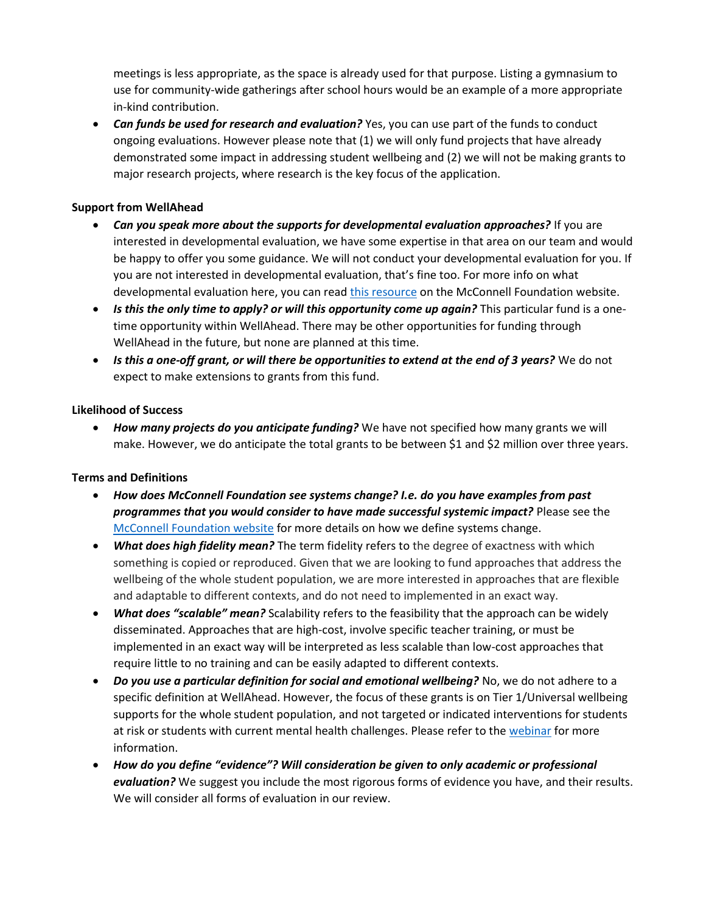meetings is less appropriate, as the space is already used for that purpose. Listing a gymnasium to use for community-wide gatherings after school hours would be an example of a more appropriate in-kind contribution.

- ***Can funds be used for research and evaluation?*** Yes, you can use part of the funds to conduct ongoing evaluations. However please note that (1) we will only fund projects that have already demonstrated some impact in addressing student wellbeing and (2) we will not be making grants to major research projects, where research is the key focus of the application.

**Support from WellAhead**

- ***Can you speak more about the supports for developmental evaluation approaches?*** If you are interested in developmental evaluation, we have some expertise in that area on our team and would be happy to offer you some guidance. We will not conduct your developmental evaluation for you. If you are not interested in developmental evaluation, that's fine too. For more info on what developmental evaluation here, you can read this resource on the McConnell Foundation website.
- ***Is this the only time to apply? or will this opportunity come up again?*** This particular fund is a one-time opportunity within WellAhead. There may be other opportunities for funding through WellAhead in the future, but none are planned at this time.
- ***Is this a one-off grant, or will there be opportunities to extend at the end of 3 years?*** We do not expect to make extensions to grants from this fund.

**Likelihood of Success**

- ***How many projects do you anticipate funding?*** We have not specified how many grants we will make. However, we do anticipate the total grants to be between $1 and $2 million over three years.

**Terms and Definitions**

- ***How does McConnell Foundation see systems change? I.e. do you have examples from past programmes that you would consider to have made successful systemic impact?*** Please see the McConnell Foundation website for more details on how we define systems change.
- ***What does high fidelity mean?*** The term fidelity refers to the degree of exactness with which something is copied or reproduced. Given that we are looking to fund approaches that address the wellbeing of the whole student population, we are more interested in approaches that are flexible and adaptable to different contexts, and do not need to implemented in an exact way.
- ***What does "scalable" mean?*** Scalability refers to the feasibility that the approach can be widely disseminated. Approaches that are high-cost, involve specific teacher training, or must be implemented in an exact way will be interpreted as less scalable than low-cost approaches that require little to no training and can be easily adapted to different contexts.
- ***Do you use a particular definition for social and emotional wellbeing?*** No, we do not adhere to a specific definition at WellAhead. However, the focus of these grants is on Tier 1/Universal wellbeing supports for the whole student population, and not targeted or indicated interventions for students at risk or students with current mental health challenges. Please refer to the webinar for more information.
- ***How do you define "evidence"? Will consideration be given to only academic or professional evaluation?*** We suggest you include the most rigorous forms of evidence you have, and their results. We will consider all forms of evaluation in our review.